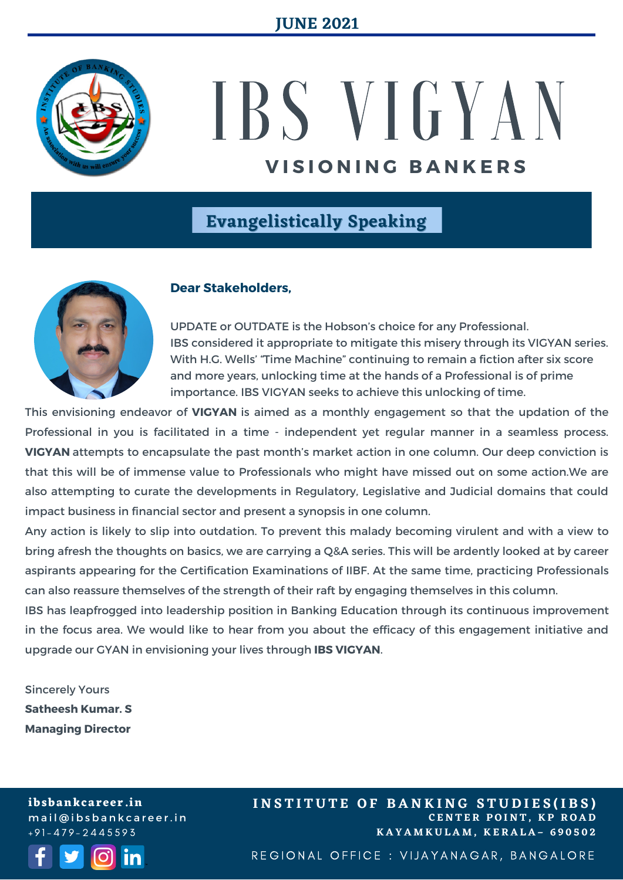JUNE 2021

# IBS VIGYAN

## VISIONING BANKERS

## Evangelistically Speaking

**Dear Stakeholders,**

UPDATE or OUTDATE is the Hobson's choice for any Professional. IBS considered it appropriate to mitigate this misery through its VIGYAN series. With H.G. Wells' "Time Machine" continuing to remain a fiction after six score and more years, unlocking time at the hands of a Professional is of prime importance. IBS VIGYAN seeks to achieve this unlocking of time.

This envisioning endeavor of **VIGYAN** is aimed as a monthly engagement so that the updation of the Professional in you is facilitated in a time - independent yet regular manner in a seamless process. **VIGYAN** attempts to encapsulate the past month's market action in one column. Our deep conviction is that this will be of immense value to Professionals who might have missed out on some action.We are also attempting to curate the developments in Regulatory, Legislative and Judicial domains that could impact business in financial sector and present a synopsis in one column.

Any action is likely to slip into outdation. To prevent this malady becoming virulent and with a view to bring afresh the thoughts on basics, we are carrying a Q&A series. This will be ardently looked at by career aspirants appearing for the Certification Examinations of IIBF. At the same time, practicing Professionals can also reassure themselves of the strength of their raft by engaging themselves in this column.

IBS has leapfrogged into leadership position in Banking Education through its continuous improvement in the focus area. We would like to hear from you about the efficacy of this engagement initiative and upgrade our GYAN in envisioning your lives through **IBS VIGYAN**.

Sincerely Yours

**Satheesh Kumar. S**

**Managing Director**

**ibsbankcareer.in**
mail@ibsbankcareer.in
+91-479-2445593

**INSTITUTE OF BANKING STUDIES(IBS)**
CENTER POINT, KP ROAD
KAYAMKULAM, KERALA– 690502

REGIONAL OFFICE : VIJAYANAGAR, BANGALORE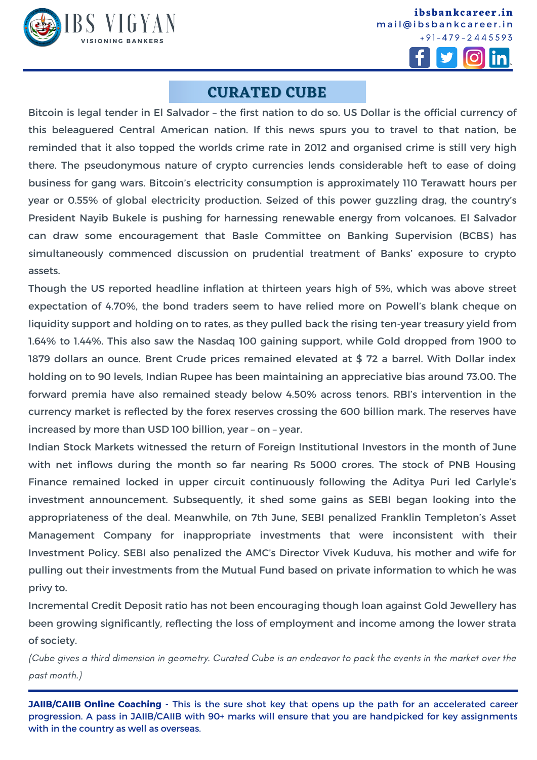# CURATED CUBE

Bitcoin is legal tender in El Salvador – the first nation to do so. US Dollar is the official currency of this beleaguered Central American nation. If this news spurs you to travel to that nation, be reminded that it also topped the worlds crime rate in 2012 and organised crime is still very high there. The pseudonymous nature of crypto currencies lends considerable heft to ease of doing business for gang wars. Bitcoin's electricity consumption is approximately 110 Terawatt hours per year or 0.55% of global electricity production. Seized of this power guzzling drag, the country's President Nayib Bukele is pushing for harnessing renewable energy from volcanoes. El Salvador can draw some encouragement that Basle Committee on Banking Supervision (BCBS) has simultaneously commenced discussion on prudential treatment of Banks' exposure to crypto assets.

Though the US reported headline inflation at thirteen years high of 5%, which was above street expectation of 4.70%, the bond traders seem to have relied more on Powell's blank cheque on liquidity support and holding on to rates, as they pulled back the rising ten-year treasury yield from 1.64% to 1.44%. This also saw the Nasdaq 100 gaining support, while Gold dropped from 1900 to 1879 dollars an ounce. Brent Crude prices remained elevated at $ 72 a barrel. With Dollar index holding on to 90 levels, Indian Rupee has been maintaining an appreciative bias around 73.00. The forward premia have also remained steady below 4.50% across tenors. RBI's intervention in the currency market is reflected by the forex reserves crossing the 600 billion mark. The reserves have increased by more than USD 100 billion, year – on – year.

Indian Stock Markets witnessed the return of Foreign Institutional Investors in the month of June with net inflows during the month so far nearing Rs 5000 crores. The stock of PNB Housing Finance remained locked in upper circuit continuously following the Aditya Puri led Carlyle's investment announcement. Subsequently, it shed some gains as SEBI began looking into the appropriateness of the deal. Meanwhile, on 7th June, SEBI penalized Franklin Templeton's Asset Management Company for inappropriate investments that were inconsistent with their Investment Policy. SEBI also penalized the AMC's Director Vivek Kuduva, his mother and wife for pulling out their investments from the Mutual Fund based on private information to which he was privy to.

Incremental Credit Deposit ratio has not been encouraging though loan against Gold Jewellery has been growing significantly, reflecting the loss of employment and income among the lower strata of society.

*(Cube gives a third dimension in geometry. Curated Cube is an endeavor to pack the events in the market over the past month.)*

---

**JAIIB/CAIIB Online Coaching** - This is the sure shot key that opens up the path for an accelerated career progression. A pass in JAIIB/CAIIB with 90+ marks will ensure that you are handpicked for key assignments with in the country as well as overseas.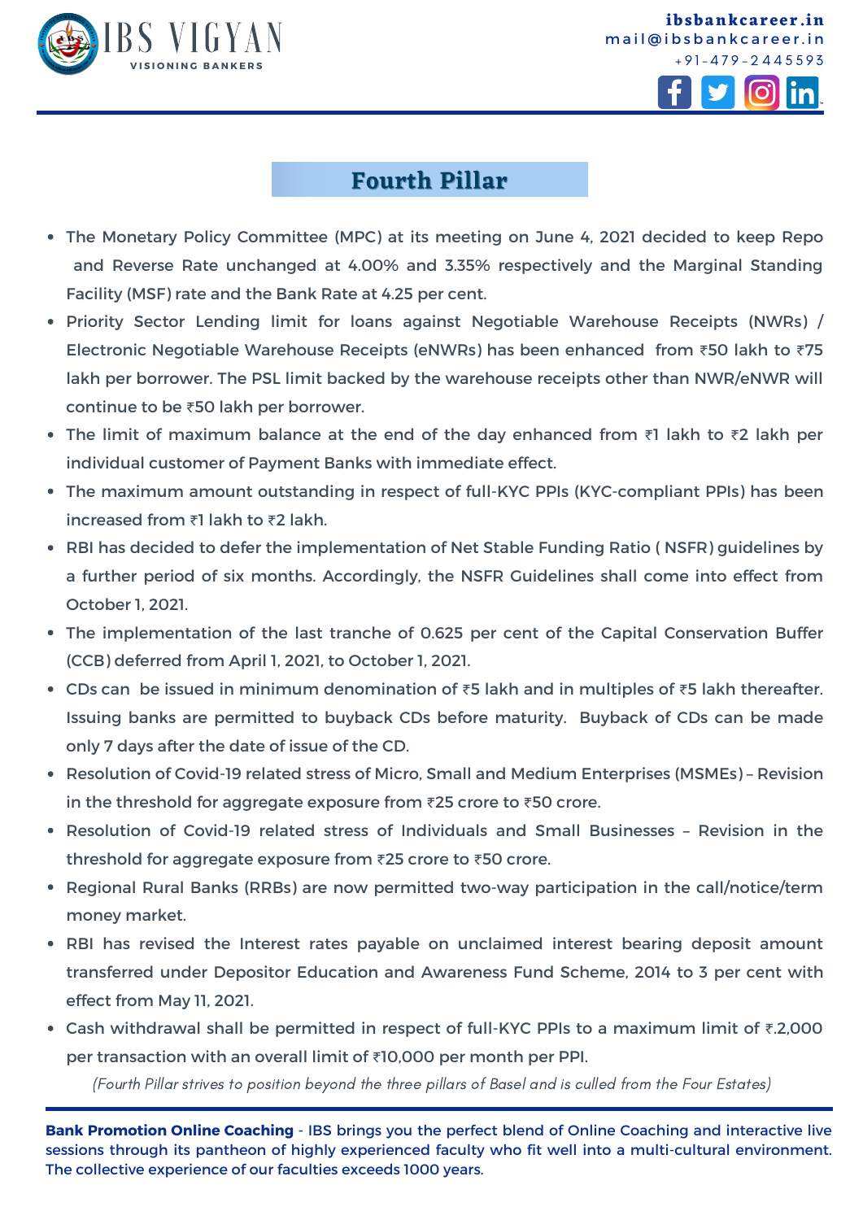## Fourth Pillar

- The Monetary Policy Committee (MPC) at its meeting on June 4, 2021 decided to keep Repo and Reverse Rate unchanged at 4.00% and 3.35% respectively and the Marginal Standing Facility (MSF) rate and the Bank Rate at 4.25 per cent.
- Priority Sector Lending limit for loans against Negotiable Warehouse Receipts (NWRs) / Electronic Negotiable Warehouse Receipts (eNWRs) has been enhanced from ₹50 lakh to ₹75 lakh per borrower. The PSL limit backed by the warehouse receipts other than NWR/eNWR will continue to be ₹50 lakh per borrower.
- The limit of maximum balance at the end of the day enhanced from ₹1 lakh to ₹2 lakh per individual customer of Payment Banks with immediate effect.
- The maximum amount outstanding in respect of full-KYC PPIs (KYC-compliant PPIs) has been increased from ₹1 lakh to ₹2 lakh.
- RBI has decided to defer the implementation of Net Stable Funding Ratio ( NSFR) guidelines by a further period of six months. Accordingly, the NSFR Guidelines shall come into effect from October 1, 2021.
- The implementation of the last tranche of 0.625 per cent of the Capital Conservation Buffer (CCB) deferred from April 1, 2021, to October 1, 2021.
- CDs can be issued in minimum denomination of ₹5 lakh and in multiples of ₹5 lakh thereafter. Issuing banks are permitted to buyback CDs before maturity. Buyback of CDs can be made only 7 days after the date of issue of the CD.
- Resolution of Covid-19 related stress of Micro, Small and Medium Enterprises (MSMEs) – Revision in the threshold for aggregate exposure from ₹25 crore to ₹50 crore.
- Resolution of Covid-19 related stress of Individuals and Small Businesses – Revision in the threshold for aggregate exposure from ₹25 crore to ₹50 crore.
- Regional Rural Banks (RRBs) are now permitted two-way participation in the call/notice/term money market.
- RBI has revised the Interest rates payable on unclaimed interest bearing deposit amount transferred under Depositor Education and Awareness Fund Scheme, 2014 to 3 per cent with effect from May 11, 2021.
- Cash withdrawal shall be permitted in respect of full-KYC PPIs to a maximum limit of ₹.2,000 per transaction with an overall limit of ₹10,000 per month per PPI.

*(Fourth Pillar strives to position beyond the three pillars of Basel and is culled from the Four Estates)*

**Bank Promotion Online Coaching** - IBS brings you the perfect blend of Online Coaching and interactive live sessions through its pantheon of highly experienced faculty who fit well into a multi-cultural environment. The collective experience of our faculties exceeds 1000 years.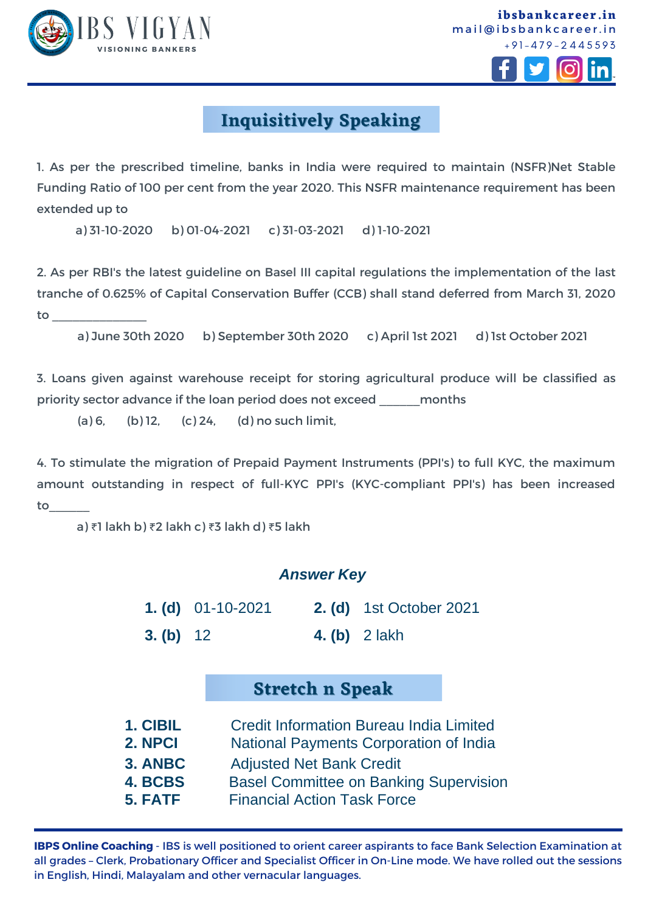## Inquisitively Speaking

1. As per the prescribed timeline, banks in India were required to maintain (NSFR)Net Stable Funding Ratio of 100 per cent from the year 2020. This NSFR maintenance requirement has been extended up to

   a) 31-10-2020  b) 01-04-2021  c) 31-03-2021  d) 1-10-2021

2. As per RBI's the latest guideline on Basel III capital regulations the implementation of the last tranche of 0.625% of Capital Conservation Buffer (CCB) shall stand deferred from March 31, 2020 to _______________

   a) June 30th 2020  b) September 30th 2020  c) April 1st 2021  d) 1st October 2021

3. Loans given against warehouse receipt for storing agricultural produce will be classified as priority sector advance if the loan period does not exceed ______months

   (a) 6,  (b) 12,  (c) 24,  (d) no such limit,

4. To stimulate the migration of Prepaid Payment Instruments (PPI's) to full KYC, the maximum amount outstanding in respect of full-KYC PPI's (KYC-compliant PPI's) has been increased to______

   a) ₹1 lakh b) ₹2 lakh c) ₹3 lakh d) ₹5 lakh

### *Answer Key*

| | | | |
|---|---|---|---|
| **1. (d)** | 01-10-2021 | **2. (d)** | 1st October 2021 |
| **3. (b)** | 12 | **4. (b)** | 2 lakh |

## Stretch n Speak

| | |
|---|---|
| **1. CIBIL** | Credit Information Bureau India Limited |
| **2. NPCI** | National Payments Corporation of India |
| **3. ANBC** | Adjusted Net Bank Credit |
| **4. BCBS** | Basel Committee on Banking Supervision |
| **5. FATF** | Financial Action Task Force |

**IBPS Online Coaching** - IBS is well positioned to orient career aspirants to face Bank Selection Examination at all grades – Clerk, Probationary Officer and Specialist Officer in On-Line mode. We have rolled out the sessions in English, Hindi, Malayalam and other vernacular languages.